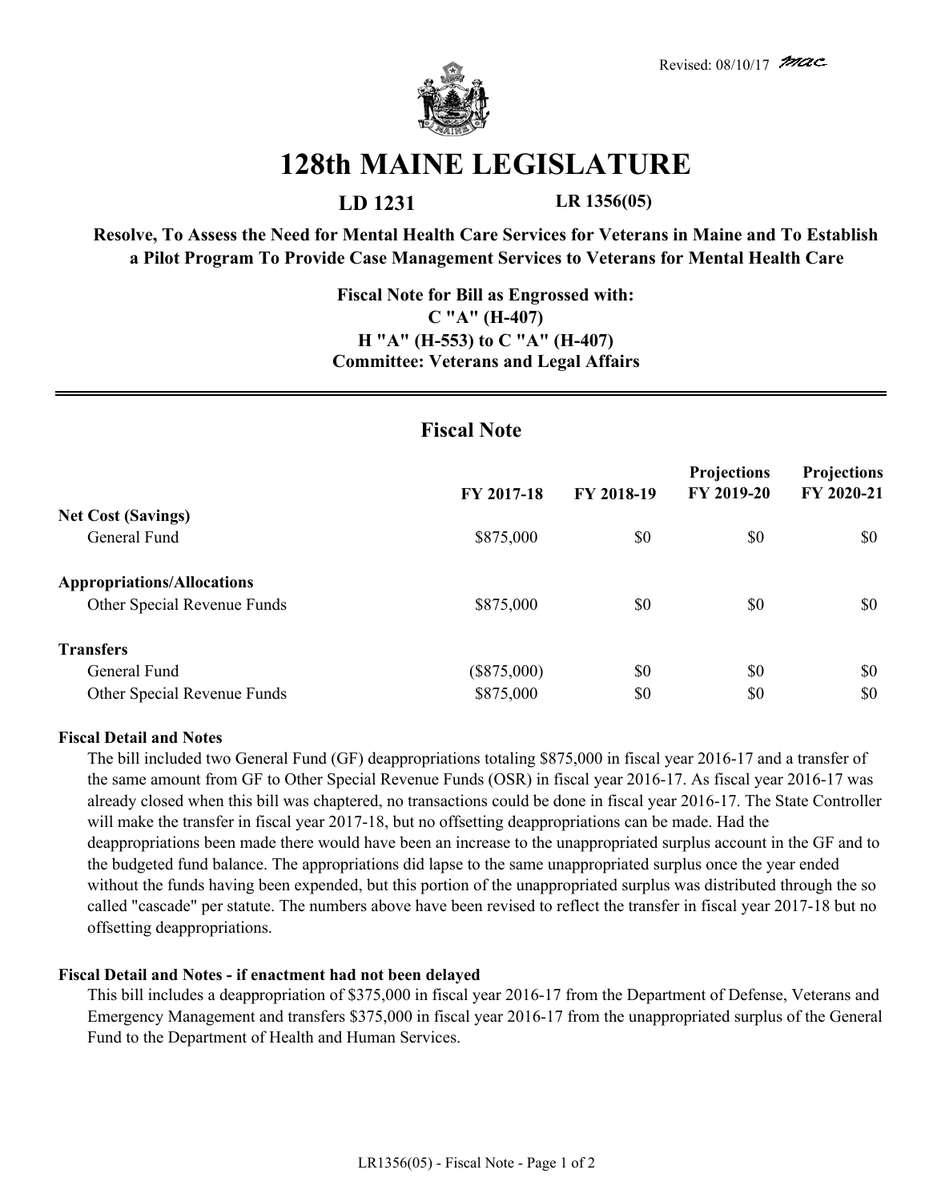Revised: 08/10/17 *mac*

# 128th MAINE LEGISLATURE

**LD 1231** **LR 1356(05)**

**Resolve, To Assess the Need for Mental Health Care Services for Veterans in Maine and To Establish a Pilot Program To Provide Case Management Services to Veterans for Mental Health Care**

**Fiscal Note for Bill as Engrossed with:**
**C "A" (H-407)**
**H "A" (H-553) to C "A" (H-407)**
**Committee: Veterans and Legal Affairs**

## Fiscal Note

| | FY 2017-18 | FY 2018-19 | Projections FY 2019-20 | Projections FY 2020-21 |
|---|---|---|---|---|
| **Net Cost (Savings)** | | | | |
| General Fund | \$875,000 | \$0 | \$0 | \$0 |
| **Appropriations/Allocations** | | | | |
| Other Special Revenue Funds | \$875,000 | \$0 | \$0 | \$0 |
| **Transfers** | | | | |
| General Fund | (\$875,000) | \$0 | \$0 | \$0 |
| Other Special Revenue Funds | \$875,000 | \$0 | \$0 | \$0 |

**Fiscal Detail and Notes**

The bill included two General Fund (GF) deappropriations totaling \$875,000 in fiscal year 2016-17 and a transfer of the same amount from GF to Other Special Revenue Funds (OSR) in fiscal year 2016-17. As fiscal year 2016-17 was already closed when this bill was chaptered, no transactions could be done in fiscal year 2016-17. The State Controller will make the transfer in fiscal year 2017-18, but no offsetting deappropriations can be made. Had the deappropriations been made there would have been an increase to the unappropriated surplus account in the GF and to the budgeted fund balance. The appropriations did lapse to the same unappropriated surplus once the year ended without the funds having been expended, but this portion of the unappropriated surplus was distributed through the so called "cascade" per statute. The numbers above have been revised to reflect the transfer in fiscal year 2017-18 but no offsetting deappropriations.

**Fiscal Detail and Notes - if enactment had not been delayed**

This bill includes a deappropriation of \$375,000 in fiscal year 2016-17 from the Department of Defense, Veterans and Emergency Management and transfers \$375,000 in fiscal year 2016-17 from the unappropriated surplus of the General Fund to the Department of Health and Human Services.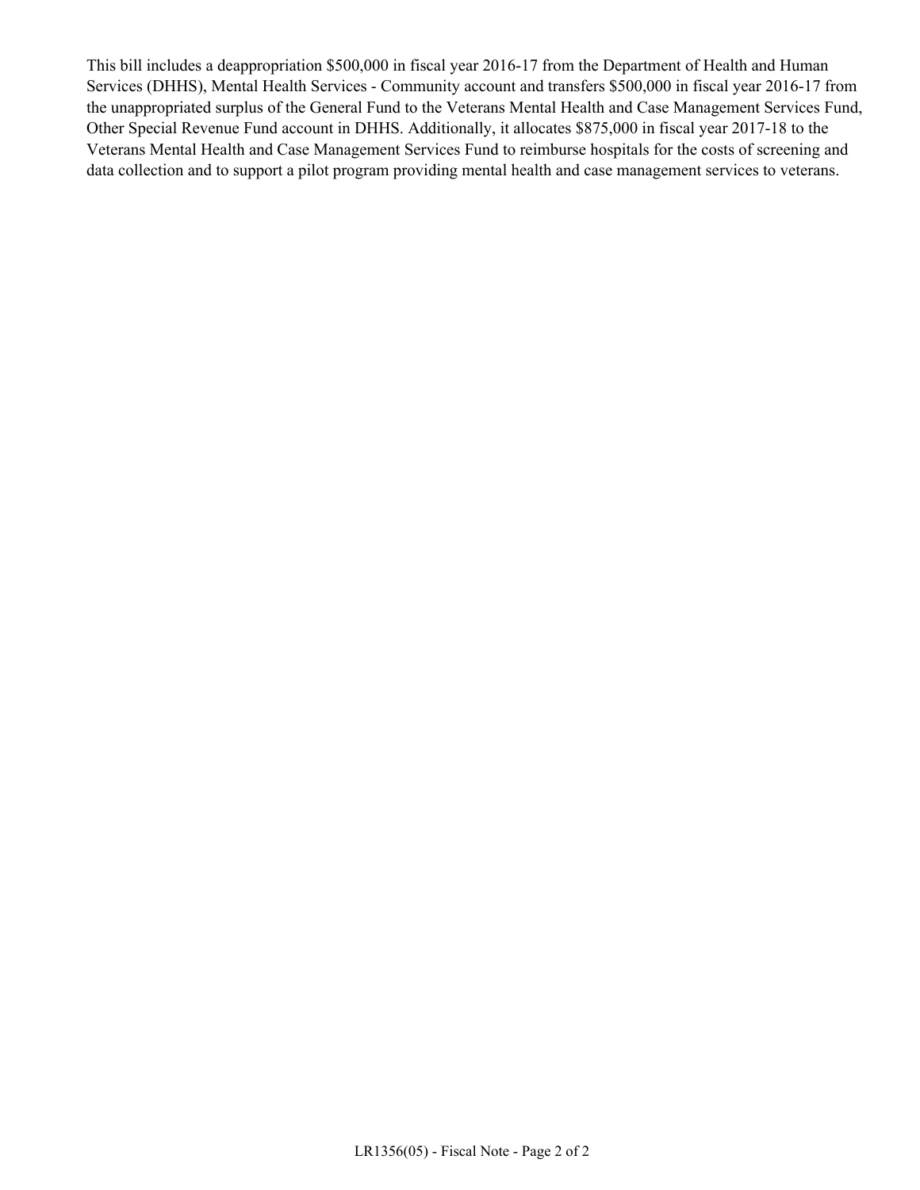This bill includes a deappropriation $500,000 in fiscal year 2016-17 from the Department of Health and Human Services (DHHS), Mental Health Services - Community account and transfers $500,000 in fiscal year 2016-17 from the unappropriated surplus of the General Fund to the Veterans Mental Health and Case Management Services Fund, Other Special Revenue Fund account in DHHS. Additionally, it allocates $875,000 in fiscal year 2017-18 to the Veterans Mental Health and Case Management Services Fund to reimburse hospitals for the costs of screening and data collection and to support a pilot program providing mental health and case management services to veterans.